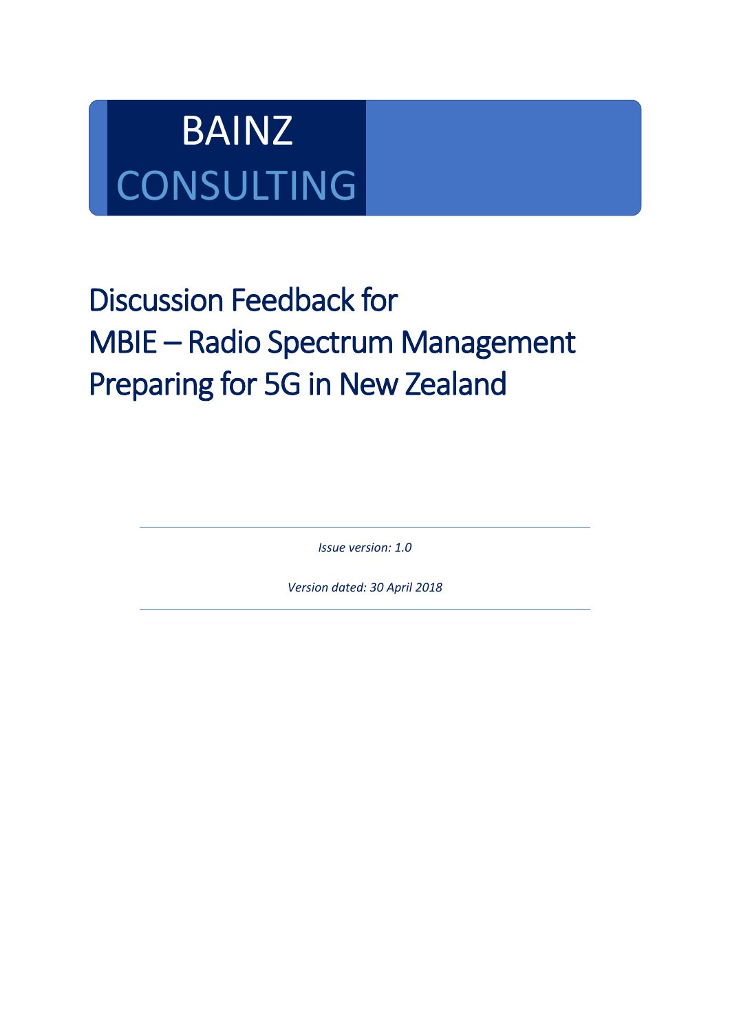BAINZ
CONSULTING

# Discussion Feedback for MBIE – Radio Spectrum Management Preparing for 5G in New Zealand

---

*Issue version: 1.0*

*Version dated: 30 April 2018*

---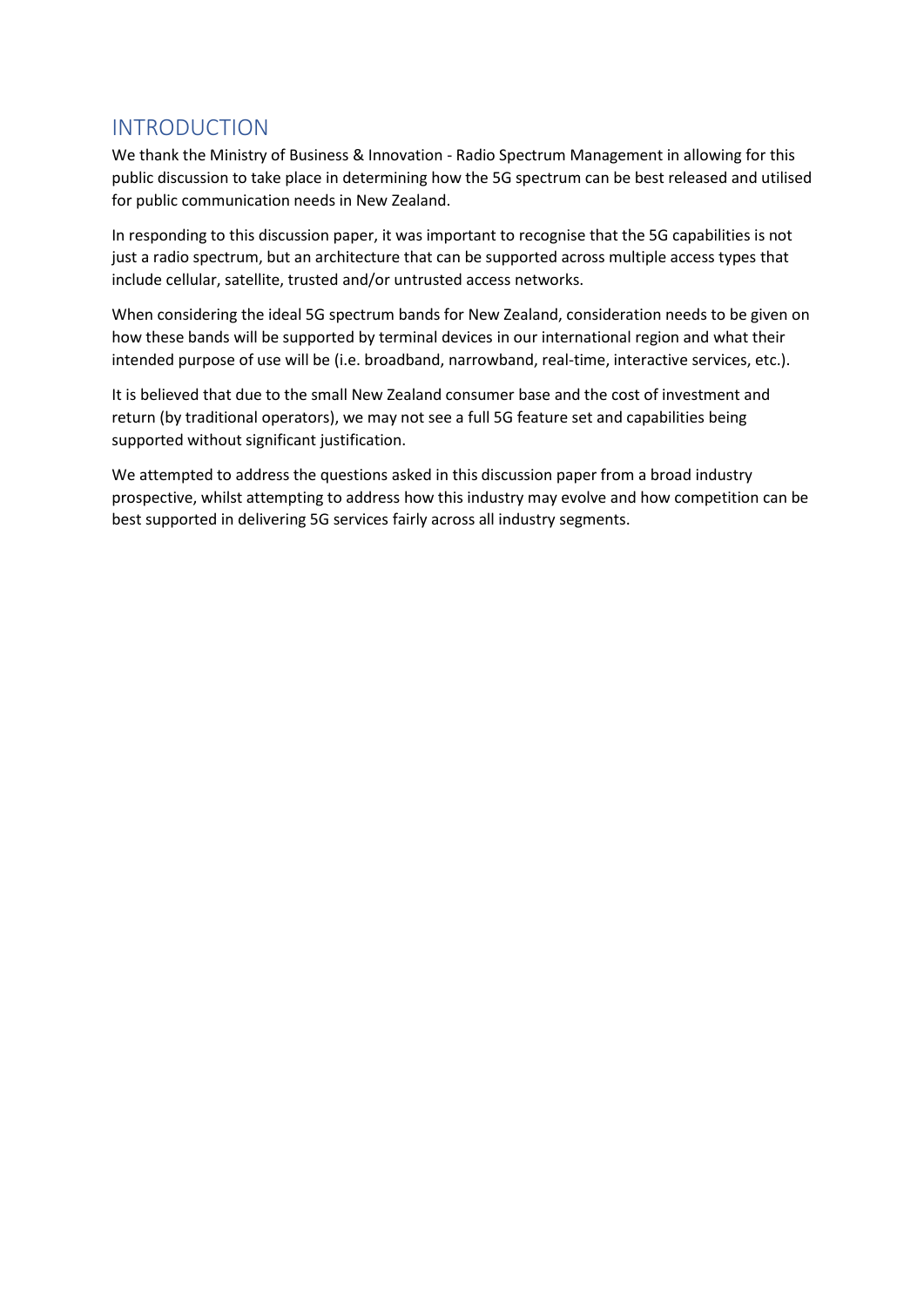## INTRODUCTION

We thank the Ministry of Business & Innovation - Radio Spectrum Management in allowing for this public discussion to take place in determining how the 5G spectrum can be best released and utilised for public communication needs in New Zealand.

In responding to this discussion paper, it was important to recognise that the 5G capabilities is not just a radio spectrum, but an architecture that can be supported across multiple access types that include cellular, satellite, trusted and/or untrusted access networks.

When considering the ideal 5G spectrum bands for New Zealand, consideration needs to be given on how these bands will be supported by terminal devices in our international region and what their intended purpose of use will be (i.e. broadband, narrowband, real-time, interactive services, etc.).

It is believed that due to the small New Zealand consumer base and the cost of investment and return (by traditional operators), we may not see a full 5G feature set and capabilities being supported without significant justification.

We attempted to address the questions asked in this discussion paper from a broad industry prospective, whilst attempting to address how this industry may evolve and how competition can be best supported in delivering 5G services fairly across all industry segments.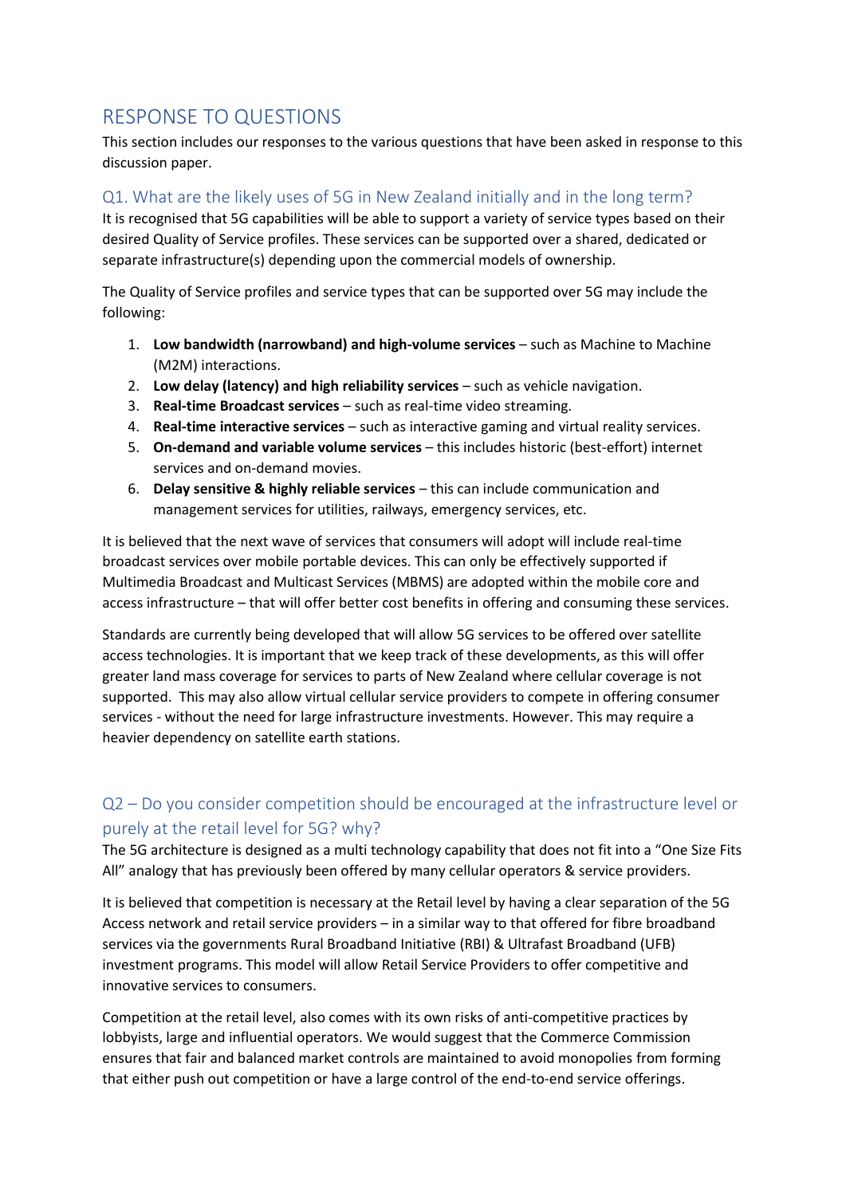# RESPONSE TO QUESTIONS

This section includes our responses to the various questions that have been asked in response to this discussion paper.

## Q1. What are the likely uses of 5G in New Zealand initially and in the long term?

It is recognised that 5G capabilities will be able to support a variety of service types based on their desired Quality of Service profiles. These services can be supported over a shared, dedicated or separate infrastructure(s) depending upon the commercial models of ownership.

The Quality of Service profiles and service types that can be supported over 5G may include the following:

1. **Low bandwidth (narrowband) and high-volume services** – such as Machine to Machine (M2M) interactions.
2. **Low delay (latency) and high reliability services** – such as vehicle navigation.
3. **Real-time Broadcast services** – such as real-time video streaming.
4. **Real-time interactive services** – such as interactive gaming and virtual reality services.
5. **On-demand and variable volume services** – this includes historic (best-effort) internet services and on-demand movies.
6. **Delay sensitive & highly reliable services** – this can include communication and management services for utilities, railways, emergency services, etc.

It is believed that the next wave of services that consumers will adopt will include real-time broadcast services over mobile portable devices. This can only be effectively supported if Multimedia Broadcast and Multicast Services (MBMS) are adopted within the mobile core and access infrastructure – that will offer better cost benefits in offering and consuming these services.

Standards are currently being developed that will allow 5G services to be offered over satellite access technologies. It is important that we keep track of these developments, as this will offer greater land mass coverage for services to parts of New Zealand where cellular coverage is not supported. This may also allow virtual cellular service providers to compete in offering consumer services - without the need for large infrastructure investments. However. This may require a heavier dependency on satellite earth stations.

## Q2 – Do you consider competition should be encouraged at the infrastructure level or purely at the retail level for 5G? why?

The 5G architecture is designed as a multi technology capability that does not fit into a "One Size Fits All" analogy that has previously been offered by many cellular operators & service providers.

It is believed that competition is necessary at the Retail level by having a clear separation of the 5G Access network and retail service providers – in a similar way to that offered for fibre broadband services via the governments Rural Broadband Initiative (RBI) & Ultrafast Broadband (UFB) investment programs. This model will allow Retail Service Providers to offer competitive and innovative services to consumers.

Competition at the retail level, also comes with its own risks of anti-competitive practices by lobbyists, large and influential operators. We would suggest that the Commerce Commission ensures that fair and balanced market controls are maintained to avoid monopolies from forming that either push out competition or have a large control of the end-to-end service offerings.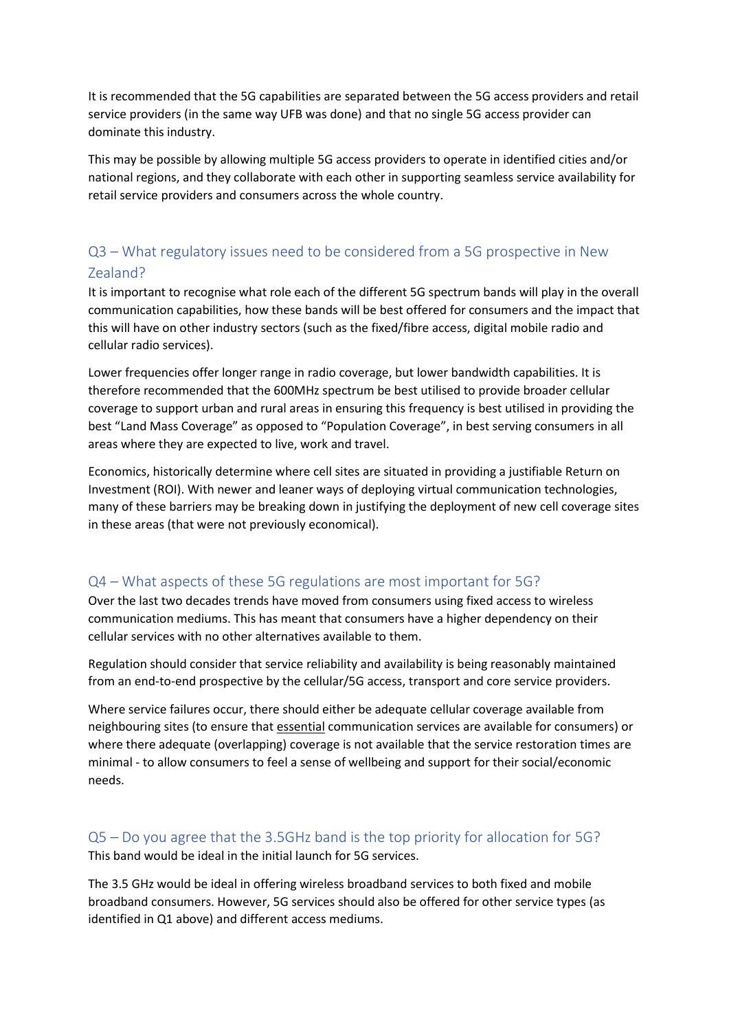It is recommended that the 5G capabilities are separated between the 5G access providers and retail service providers (in the same way UFB was done) and that no single 5G access provider can dominate this industry.

This may be possible by allowing multiple 5G access providers to operate in identified cities and/or national regions, and they collaborate with each other in supporting seamless service availability for retail service providers and consumers across the whole country.

## Q3 – What regulatory issues need to be considered from a 5G prospective in New Zealand?

It is important to recognise what role each of the different 5G spectrum bands will play in the overall communication capabilities, how these bands will be best offered for consumers and the impact that this will have on other industry sectors (such as the fixed/fibre access, digital mobile radio and cellular radio services).

Lower frequencies offer longer range in radio coverage, but lower bandwidth capabilities. It is therefore recommended that the 600MHz spectrum be best utilised to provide broader cellular coverage to support urban and rural areas in ensuring this frequency is best utilised in providing the best "Land Mass Coverage" as opposed to "Population Coverage", in best serving consumers in all areas where they are expected to live, work and travel.

Economics, historically determine where cell sites are situated in providing a justifiable Return on Investment (ROI). With newer and leaner ways of deploying virtual communication technologies, many of these barriers may be breaking down in justifying the deployment of new cell coverage sites in these areas (that were not previously economical).

## Q4 – What aspects of these 5G regulations are most important for 5G?

Over the last two decades trends have moved from consumers using fixed access to wireless communication mediums. This has meant that consumers have a higher dependency on their cellular services with no other alternatives available to them.

Regulation should consider that service reliability and availability is being reasonably maintained from an end-to-end prospective by the cellular/5G access, transport and core service providers.

Where service failures occur, there should either be adequate cellular coverage available from neighbouring sites (to ensure that <u>essential</u> communication services are available for consumers) or where there adequate (overlapping) coverage is not available that the service restoration times are minimal - to allow consumers to feel a sense of wellbeing and support for their social/economic needs.

## Q5 – Do you agree that the 3.5GHz band is the top priority for allocation for 5G?

This band would be ideal in the initial launch for 5G services.

The 3.5 GHz would be ideal in offering wireless broadband services to both fixed and mobile broadband consumers. However, 5G services should also be offered for other service types (as identified in Q1 above) and different access mediums.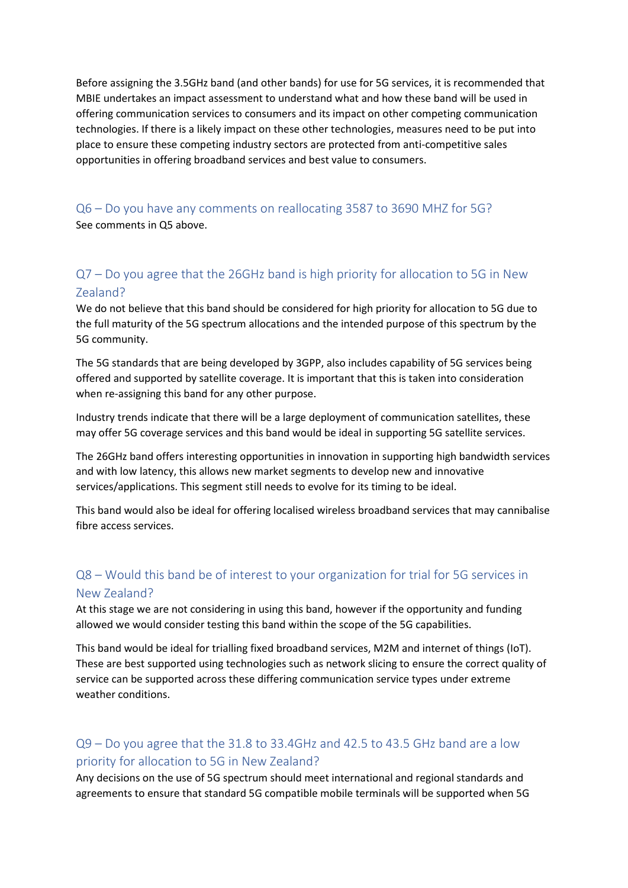Before assigning the 3.5GHz band (and other bands) for use for 5G services, it is recommended that MBIE undertakes an impact assessment to understand what and how these band will be used in offering communication services to consumers and its impact on other competing communication technologies. If there is a likely impact on these other technologies, measures need to be put into place to ensure these competing industry sectors are protected from anti-competitive sales opportunities in offering broadband services and best value to consumers.

## Q6 – Do you have any comments on reallocating 3587 to 3690 MHZ for 5G?

See comments in Q5 above.

## Q7 – Do you agree that the 26GHz band is high priority for allocation to 5G in New Zealand?

We do not believe that this band should be considered for high priority for allocation to 5G due to the full maturity of the 5G spectrum allocations and the intended purpose of this spectrum by the 5G community.

The 5G standards that are being developed by 3GPP, also includes capability of 5G services being offered and supported by satellite coverage. It is important that this is taken into consideration when re-assigning this band for any other purpose.

Industry trends indicate that there will be a large deployment of communication satellites, these may offer 5G coverage services and this band would be ideal in supporting 5G satellite services.

The 26GHz band offers interesting opportunities in innovation in supporting high bandwidth services and with low latency, this allows new market segments to develop new and innovative services/applications. This segment still needs to evolve for its timing to be ideal.

This band would also be ideal for offering localised wireless broadband services that may cannibalise fibre access services.

## Q8 – Would this band be of interest to your organization for trial for 5G services in New Zealand?

At this stage we are not considering in using this band, however if the opportunity and funding allowed we would consider testing this band within the scope of the 5G capabilities.

This band would be ideal for trialling fixed broadband services, M2M and internet of things (IoT). These are best supported using technologies such as network slicing to ensure the correct quality of service can be supported across these differing communication service types under extreme weather conditions.

## Q9 – Do you agree that the 31.8 to 33.4GHz and 42.5 to 43.5 GHz band are a low priority for allocation to 5G in New Zealand?

Any decisions on the use of 5G spectrum should meet international and regional standards and agreements to ensure that standard 5G compatible mobile terminals will be supported when 5G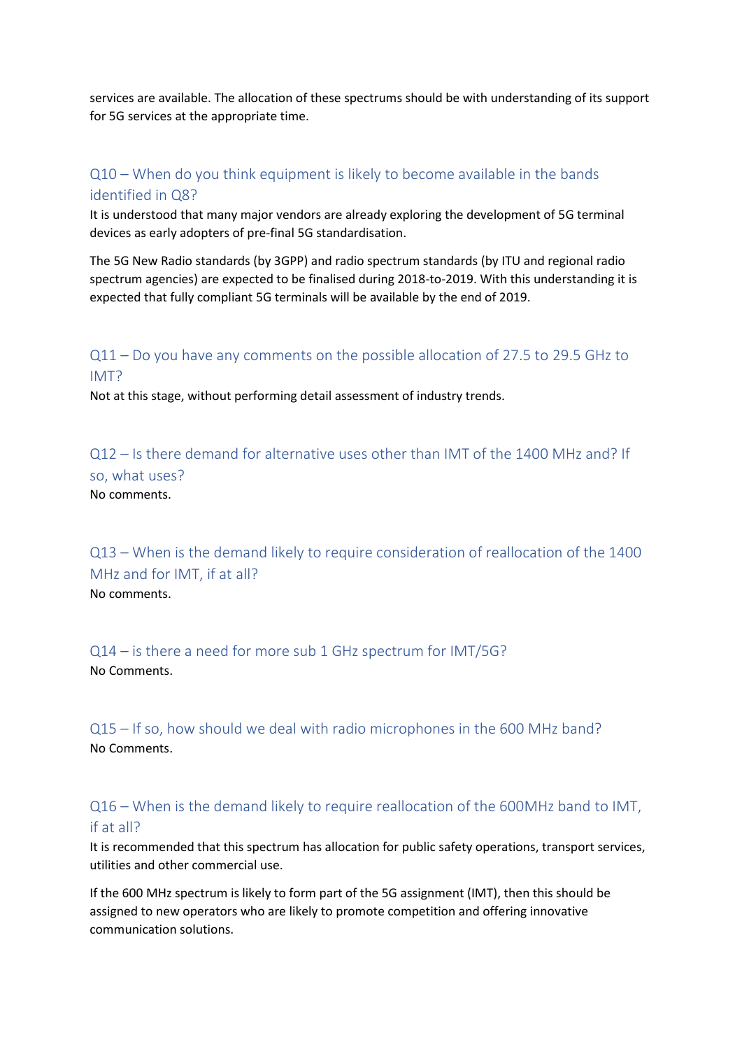services are available. The allocation of these spectrums should be with understanding of its support for 5G services at the appropriate time.

## Q10 – When do you think equipment is likely to become available in the bands identified in Q8?

It is understood that many major vendors are already exploring the development of 5G terminal devices as early adopters of pre-final 5G standardisation.

The 5G New Radio standards (by 3GPP) and radio spectrum standards (by ITU and regional radio spectrum agencies) are expected to be finalised during 2018-to-2019. With this understanding it is expected that fully compliant 5G terminals will be available by the end of 2019.

## Q11 – Do you have any comments on the possible allocation of 27.5 to 29.5 GHz to IMT?

Not at this stage, without performing detail assessment of industry trends.

## Q12 – Is there demand for alternative uses other than IMT of the 1400 MHz and? If so, what uses?

No comments.

## Q13 – When is the demand likely to require consideration of reallocation of the 1400 MHz and for IMT, if at all?

No comments.

## Q14 – is there a need for more sub 1 GHz spectrum for IMT/5G?

No Comments.

## Q15 – If so, how should we deal with radio microphones in the 600 MHz band?

No Comments.

## Q16 – When is the demand likely to require reallocation of the 600MHz band to IMT, if at all?

It is recommended that this spectrum has allocation for public safety operations, transport services, utilities and other commercial use.

If the 600 MHz spectrum is likely to form part of the 5G assignment (IMT), then this should be assigned to new operators who are likely to promote competition and offering innovative communication solutions.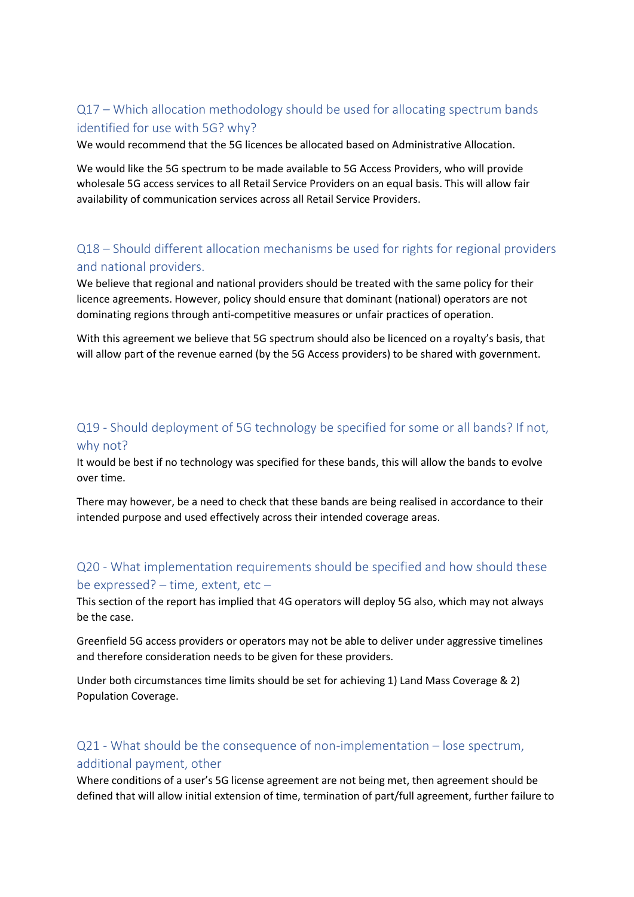## Q17 – Which allocation methodology should be used for allocating spectrum bands identified for use with 5G? why?

We would recommend that the 5G licences be allocated based on Administrative Allocation.

We would like the 5G spectrum to be made available to 5G Access Providers, who will provide wholesale 5G access services to all Retail Service Providers on an equal basis. This will allow fair availability of communication services across all Retail Service Providers.

## Q18 – Should different allocation mechanisms be used for rights for regional providers and national providers.

We believe that regional and national providers should be treated with the same policy for their licence agreements. However, policy should ensure that dominant (national) operators are not dominating regions through anti-competitive measures or unfair practices of operation.

With this agreement we believe that 5G spectrum should also be licenced on a royalty's basis, that will allow part of the revenue earned (by the 5G Access providers) to be shared with government.

## Q19 - Should deployment of 5G technology be specified for some or all bands? If not, why not?

It would be best if no technology was specified for these bands, this will allow the bands to evolve over time.

There may however, be a need to check that these bands are being realised in accordance to their intended purpose and used effectively across their intended coverage areas.

## Q20 - What implementation requirements should be specified and how should these be expressed? – time, extent, etc –

This section of the report has implied that 4G operators will deploy 5G also, which may not always be the case.

Greenfield 5G access providers or operators may not be able to deliver under aggressive timelines and therefore consideration needs to be given for these providers.

Under both circumstances time limits should be set for achieving 1) Land Mass Coverage & 2) Population Coverage.

## Q21 - What should be the consequence of non-implementation – lose spectrum, additional payment, other

Where conditions of a user's 5G license agreement are not being met, then agreement should be defined that will allow initial extension of time, termination of part/full agreement, further failure to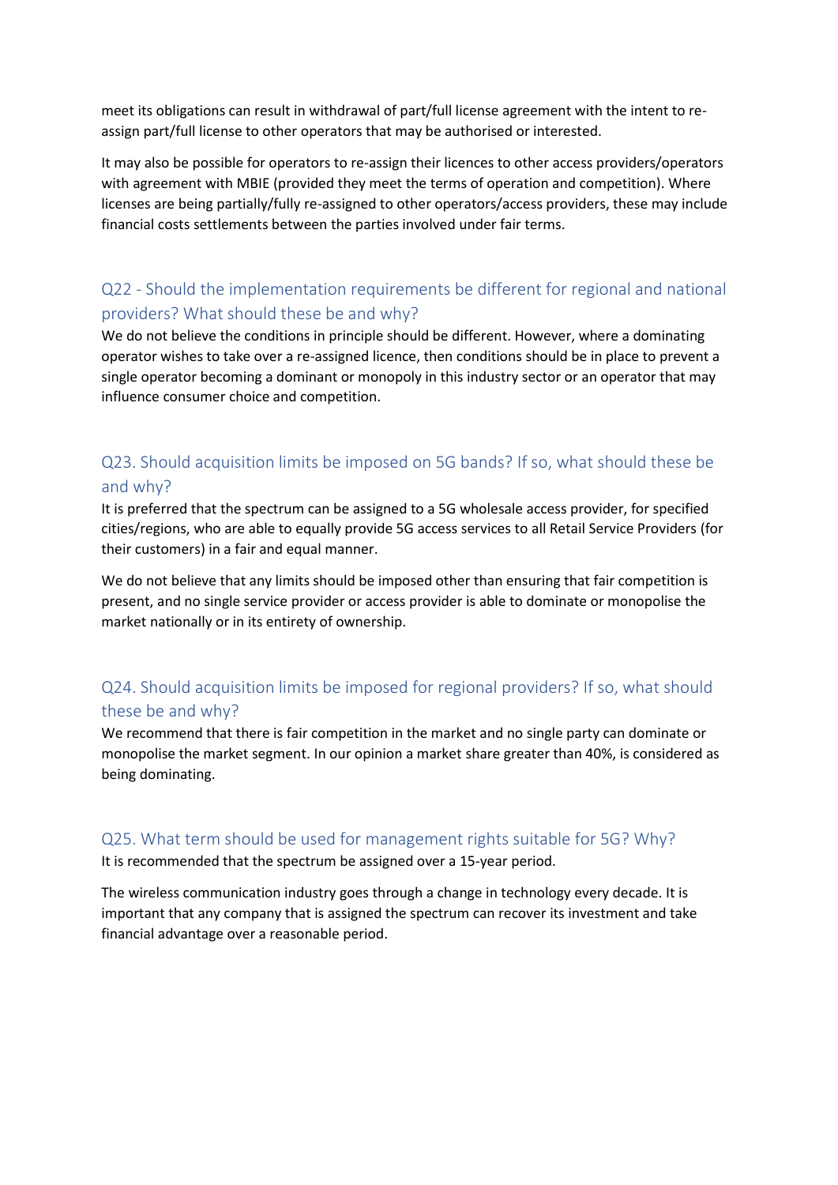meet its obligations can result in withdrawal of part/full license agreement with the intent to re-assign part/full license to other operators that may be authorised or interested.

It may also be possible for operators to re-assign their licences to other access providers/operators with agreement with MBIE (provided they meet the terms of operation and competition). Where licenses are being partially/fully re-assigned to other operators/access providers, these may include financial costs settlements between the parties involved under fair terms.

## Q22 - Should the implementation requirements be different for regional and national providers? What should these be and why?

We do not believe the conditions in principle should be different. However, where a dominating operator wishes to take over a re-assigned licence, then conditions should be in place to prevent a single operator becoming a dominant or monopoly in this industry sector or an operator that may influence consumer choice and competition.

## Q23. Should acquisition limits be imposed on 5G bands? If so, what should these be and why?

It is preferred that the spectrum can be assigned to a 5G wholesale access provider, for specified cities/regions, who are able to equally provide 5G access services to all Retail Service Providers (for their customers) in a fair and equal manner.

We do not believe that any limits should be imposed other than ensuring that fair competition is present, and no single service provider or access provider is able to dominate or monopolise the market nationally or in its entirety of ownership.

## Q24. Should acquisition limits be imposed for regional providers? If so, what should these be and why?

We recommend that there is fair competition in the market and no single party can dominate or monopolise the market segment. In our opinion a market share greater than 40%, is considered as being dominating.

## Q25. What term should be used for management rights suitable for 5G? Why?

It is recommended that the spectrum be assigned over a 15-year period.

The wireless communication industry goes through a change in technology every decade. It is important that any company that is assigned the spectrum can recover its investment and take financial advantage over a reasonable period.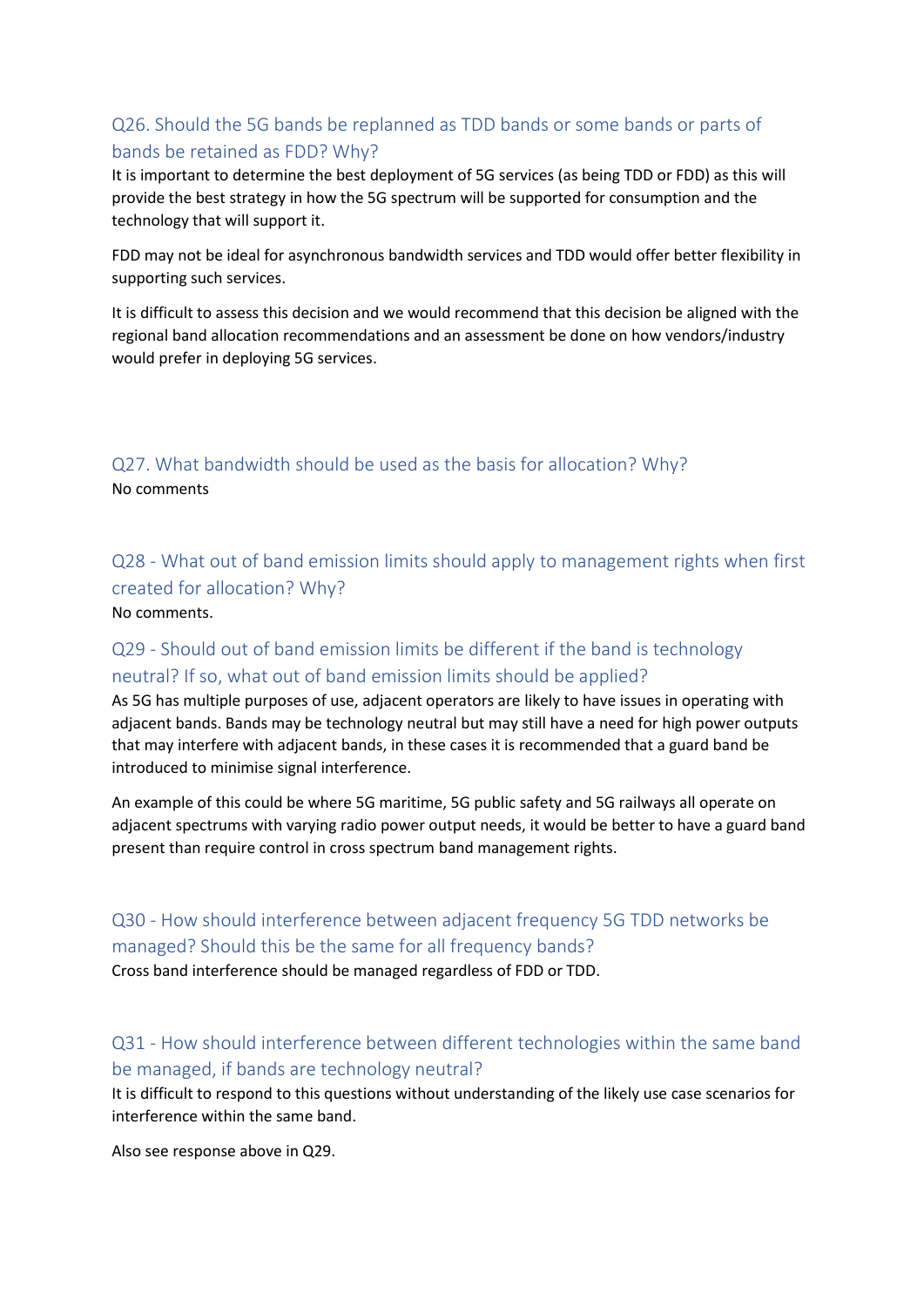## Q26. Should the 5G bands be replanned as TDD bands or some bands or parts of bands be retained as FDD? Why?

It is important to determine the best deployment of 5G services (as being TDD or FDD) as this will provide the best strategy in how the 5G spectrum will be supported for consumption and the technology that will support it.

FDD may not be ideal for asynchronous bandwidth services and TDD would offer better flexibility in supporting such services.

It is difficult to assess this decision and we would recommend that this decision be aligned with the regional band allocation recommendations and an assessment be done on how vendors/industry would prefer in deploying 5G services.

## Q27. What bandwidth should be used as the basis for allocation? Why?

No comments

## Q28 - What out of band emission limits should apply to management rights when first created for allocation? Why?

No comments.

## Q29 - Should out of band emission limits be different if the band is technology neutral? If so, what out of band emission limits should be applied?

As 5G has multiple purposes of use, adjacent operators are likely to have issues in operating with adjacent bands. Bands may be technology neutral but may still have a need for high power outputs that may interfere with adjacent bands, in these cases it is recommended that a guard band be introduced to minimise signal interference.

An example of this could be where 5G maritime, 5G public safety and 5G railways all operate on adjacent spectrums with varying radio power output needs, it would be better to have a guard band present than require control in cross spectrum band management rights.

## Q30 - How should interference between adjacent frequency 5G TDD networks be managed? Should this be the same for all frequency bands?

Cross band interference should be managed regardless of FDD or TDD.

## Q31 - How should interference between different technologies within the same band be managed, if bands are technology neutral?

It is difficult to respond to this questions without understanding of the likely use case scenarios for interference within the same band.

Also see response above in Q29.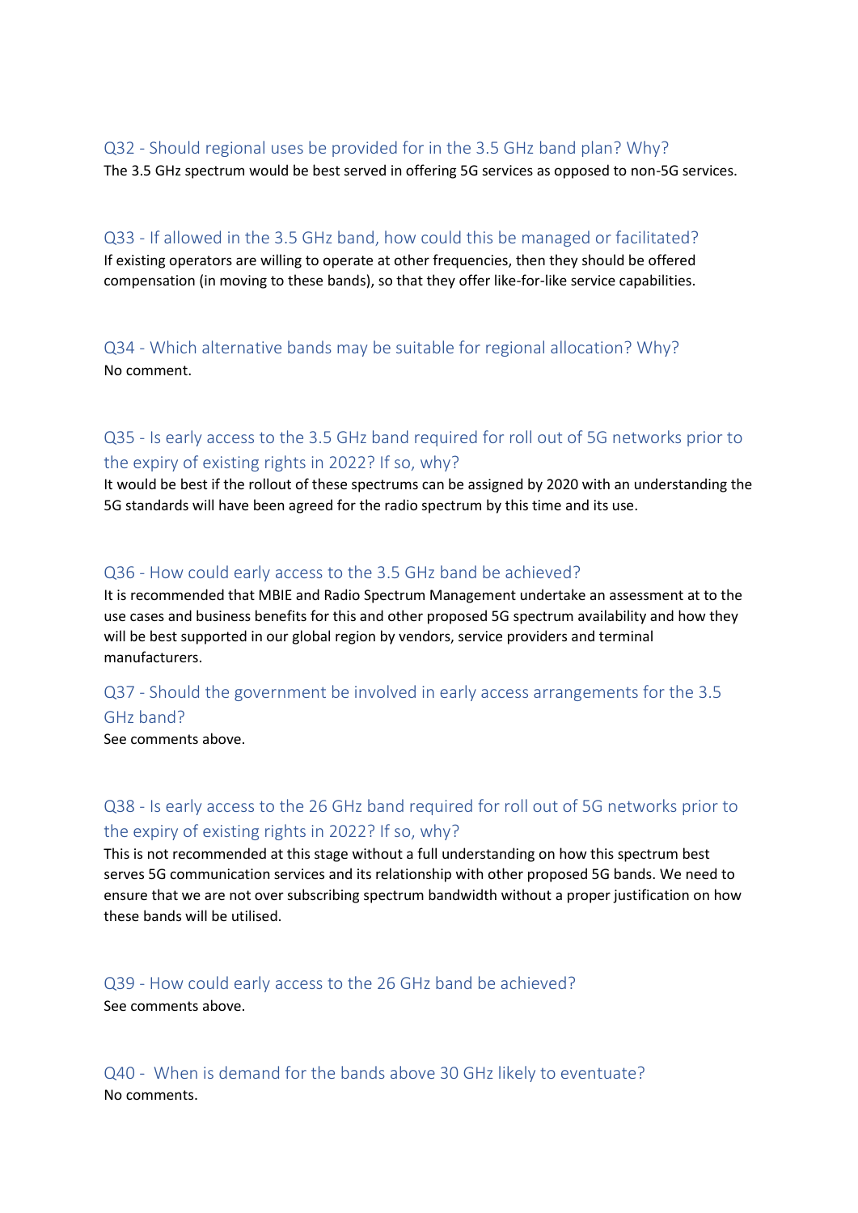### Q32 - Should regional uses be provided for in the 3.5 GHz band plan? Why?

The 3.5 GHz spectrum would be best served in offering 5G services as opposed to non-5G services.

### Q33 - If allowed in the 3.5 GHz band, how could this be managed or facilitated?

If existing operators are willing to operate at other frequencies, then they should be offered compensation (in moving to these bands), so that they offer like-for-like service capabilities.

### Q34 - Which alternative bands may be suitable for regional allocation? Why?

No comment.

### Q35 - Is early access to the 3.5 GHz band required for roll out of 5G networks prior to the expiry of existing rights in 2022? If so, why?

It would be best if the rollout of these spectrums can be assigned by 2020 with an understanding the 5G standards will have been agreed for the radio spectrum by this time and its use.

### Q36 - How could early access to the 3.5 GHz band be achieved?

It is recommended that MBIE and Radio Spectrum Management undertake an assessment at to the use cases and business benefits for this and other proposed 5G spectrum availability and how they will be best supported in our global region by vendors, service providers and terminal manufacturers.

### Q37 - Should the government be involved in early access arrangements for the 3.5 GHz band?

See comments above.

### Q38 - Is early access to the 26 GHz band required for roll out of 5G networks prior to the expiry of existing rights in 2022? If so, why?

This is not recommended at this stage without a full understanding on how this spectrum best serves 5G communication services and its relationship with other proposed 5G bands. We need to ensure that we are not over subscribing spectrum bandwidth without a proper justification on how these bands will be utilised.

### Q39 - How could early access to the 26 GHz band be achieved?

See comments above.

### Q40 - When is demand for the bands above 30 GHz likely to eventuate?

No comments.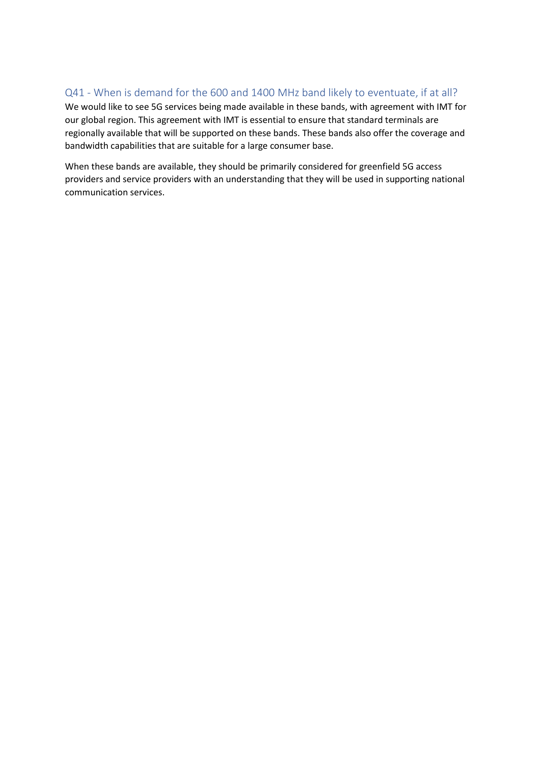## Q41 - When is demand for the 600 and 1400 MHz band likely to eventuate, if at all?

We would like to see 5G services being made available in these bands, with agreement with IMT for our global region. This agreement with IMT is essential to ensure that standard terminals are regionally available that will be supported on these bands. These bands also offer the coverage and bandwidth capabilities that are suitable for a large consumer base.

When these bands are available, they should be primarily considered for greenfield 5G access providers and service providers with an understanding that they will be used in supporting national communication services.